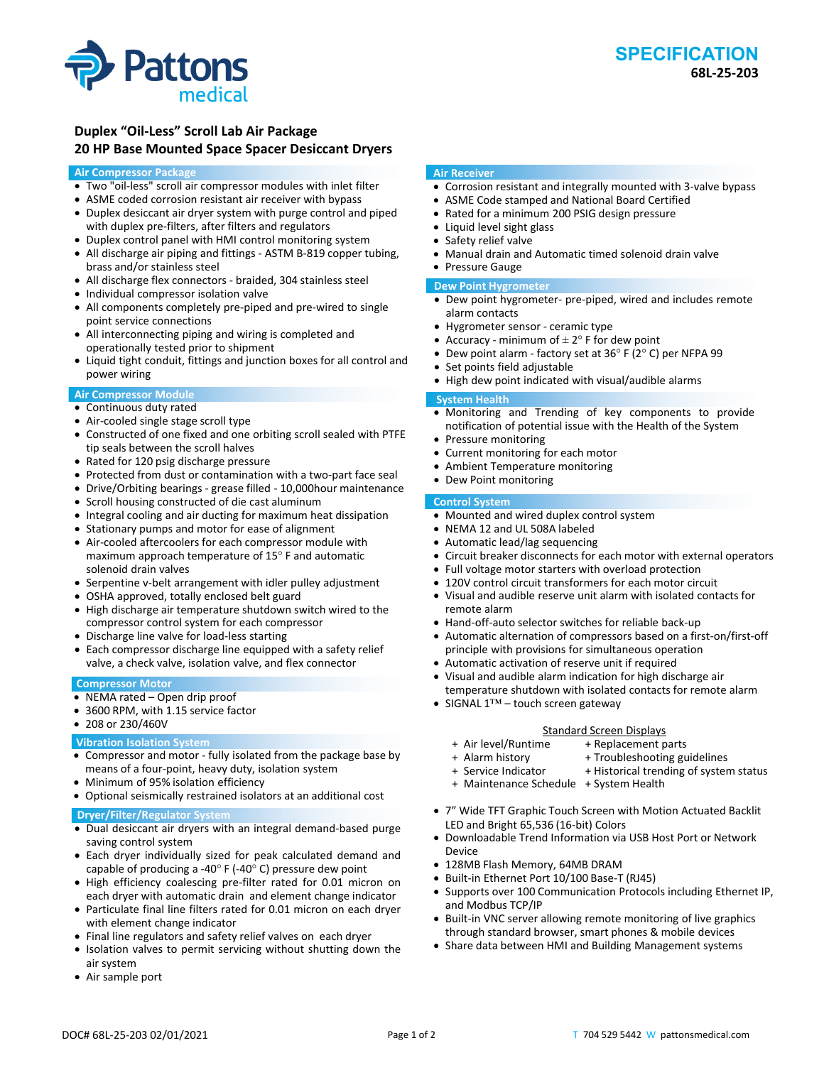# SPECIFICATION
**68L-25-203**

## Duplex "Oil-Less" Scroll Lab Air Package
## 20 HP Base Mounted Space Spacer Desiccant Dryers

### Air Compressor Package

- Two "oil-less" scroll air compressor modules with inlet filter
- ASME coded corrosion resistant air receiver with bypass
- Duplex desiccant air dryer system with purge control and piped with duplex pre-filters, after filters and regulators
- Duplex control panel with HMI control monitoring system
- All discharge air piping and fittings - ASTM B-819 copper tubing, brass and/or stainless steel
- All discharge flex connectors - braided, 304 stainless steel
- Individual compressor isolation valve
- All components completely pre-piped and pre-wired to single point service connections
- All interconnecting piping and wiring is completed and operationally tested prior to shipment
- Liquid tight conduit, fittings and junction boxes for all control and power wiring

### Air Compressor Module

- Continuous duty rated
- Air-cooled single stage scroll type
- Constructed of one fixed and one orbiting scroll sealed with PTFE tip seals between the scroll halves
- Rated for 120 psig discharge pressure
- Protected from dust or contamination with a two-part face seal
- Drive/Orbiting bearings - grease filled - 10,000hour maintenance
- Scroll housing constructed of die cast aluminum
- Integral cooling and air ducting for maximum heat dissipation
- Stationary pumps and motor for ease of alignment
- Air-cooled aftercoolers for each compressor module with maximum approach temperature of 15° F and automatic solenoid drain valves
- Serpentine v-belt arrangement with idler pulley adjustment
- OSHA approved, totally enclosed belt guard
- High discharge air temperature shutdown switch wired to the compressor control system for each compressor
- Discharge line valve for load-less starting
- Each compressor discharge line equipped with a safety relief valve, a check valve, isolation valve, and flex connector

### Compressor Motor

- NEMA rated – Open drip proof
- 3600 RPM, with 1.15 service factor
- 208 or 230/460V

### Vibration Isolation System

- Compressor and motor - fully isolated from the package base by means of a four-point, heavy duty, isolation system
- Minimum of 95% isolation efficiency
- Optional seismically restrained isolators at an additional cost

### Dryer/Filter/Regulator System

- Dual desiccant air dryers with an integral demand-based purge saving control system
- Each dryer individually sized for peak calculated demand and capable of producing a -40° F (-40° C) pressure dew point
- High efficiency coalescing pre-filter rated for 0.01 micron on each dryer with automatic drain and element change indicator
- Particulate final line filters rated for 0.01 micron on each dryer with element change indicator
- Final line regulators and safety relief valves on each dryer
- Isolation valves to permit servicing without shutting down the air system
- Air sample port

### Air Receiver

- Corrosion resistant and integrally mounted with 3-valve bypass
- ASME Code stamped and National Board Certified
- Rated for a minimum 200 PSIG design pressure
- Liquid level sight glass
- Safety relief valve
- Manual drain and Automatic timed solenoid drain valve
- Pressure Gauge

### Dew Point Hygrometer

- Dew point hygrometer- pre-piped, wired and includes remote alarm contacts
- Hygrometer sensor - ceramic type
- Accuracy - minimum of ± 2° F for dew point
- Dew point alarm - factory set at 36° F (2° C) per NFPA 99
- Set points field adjustable
- High dew point indicated with visual/audible alarms

### System Health

- Monitoring and Trending of key components to provide notification of potential issue with the Health of the System
- Pressure monitoring
- Current monitoring for each motor
- Ambient Temperature monitoring
- Dew Point monitoring

### Control System

- Mounted and wired duplex control system
- NEMA 12 and UL 508A labeled
- Automatic lead/lag sequencing
- Circuit breaker disconnects for each motor with external operators
- Full voltage motor starters with overload protection
- 120V control circuit transformers for each motor circuit
- Visual and audible reserve unit alarm with isolated contacts for remote alarm
- Hand-off-auto selector switches for reliable back-up
- Automatic alternation of compressors based on a first-on/first-off principle with provisions for simultaneous operation
- Automatic activation of reserve unit if required
- Visual and audible alarm indication for high discharge air temperature shutdown with isolated contacts for remote alarm
- SIGNAL 1™ – touch screen gateway

Standard Screen Displays

- + Air level/Runtime
- + Alarm history
- + Service Indicator
- + Maintenance Schedule
- + Replacement parts
- + Troubleshooting guidelines
- + Historical trending of system status
- + System Health

- 7" Wide TFT Graphic Touch Screen with Motion Actuated Backlit LED and Bright 65,536 (16-bit) Colors
- Downloadable Trend Information via USB Host Port or Network Device
- 128MB Flash Memory, 64MB DRAM
- Built-in Ethernet Port 10/100 Base-T (RJ45)
- Supports over 100 Communication Protocols including Ethernet IP, and Modbus TCP/IP
- Built-in VNC server allowing remote monitoring of live graphics through standard browser, smart phones & mobile devices
- Share data between HMI and Building Management systems

DOC# 68L-25-203 02/01/2021 T 704 529 5442 W pattonsmedical.com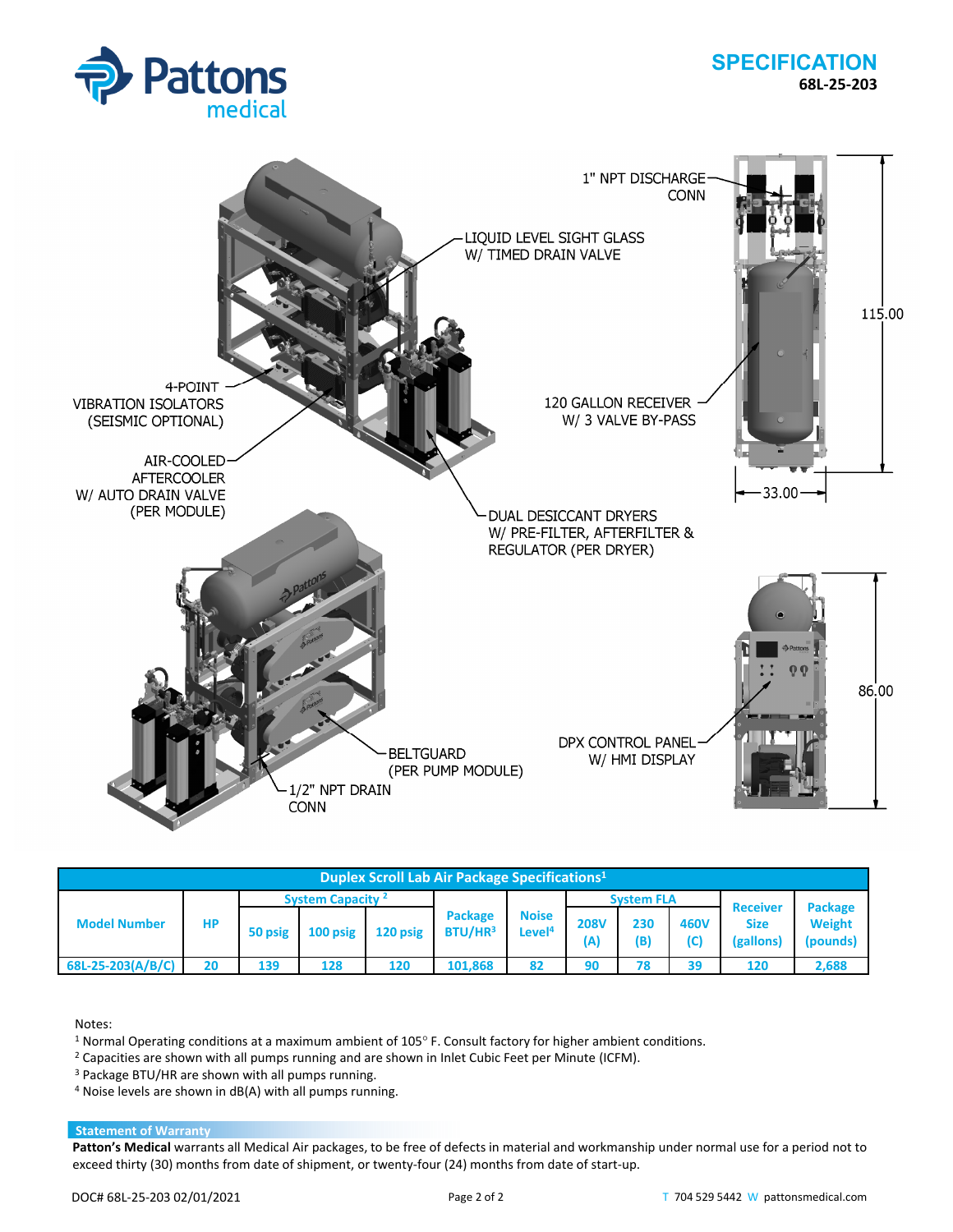# SPECIFICATION

**68L-25-203**

1" NPT DISCHARGE CONN

LIQUID LEVEL SIGHT GLASS W/ TIMED DRAIN VALVE

4-POINT VIBRATION ISOLATORS (SEISMIC OPTIONAL)

AIR-COOLED AFTERCOOLER W/ AUTO DRAIN VALVE (PER MODULE)

120 GALLON RECEIVER W/ 3 VALVE BY-PASS

115.00

33.00

DUAL DESICCANT DRYERS W/ PRE-FILTER, AFTERFILTER & REGULATOR (PER DRYER)

BELTGUARD (PER PUMP MODULE)

1/2" NPT DRAIN CONN

DPX CONTROL PANEL W/ HMI DISPLAY

86.00

| Duplex Scroll Lab Air Package Specifications[1] | | | | | | | | | | | |
|---|---|---|---|---|---|---|---|---|---|---|---|
| Model Number | HP | System Capacity [2] | | | Package BTU/HR[3] | Noise Level[4] | System FLA | | | Receiver Size (gallons) | Package Weight (pounds) |
| | | 50 psig | 100 psig | 120 psig | | | 208V (A) | 230 (B) | 460V (C) | | |
| 68L-25-203(A/B/C) | 20 | 139 | 128 | 120 | 101,868 | 82 | 90 | 78 | 39 | 120 | 2,688 |

Notes:

[1] Normal Operating conditions at a maximum ambient of 105° F. Consult factory for higher ambient conditions.

[2] Capacities are shown with all pumps running and are shown in Inlet Cubic Feet per Minute (ICFM).

[3] Package BTU/HR are shown with all pumps running.

[4] Noise levels are shown in dB(A) with all pumps running.

## Statement of Warranty

**Patton's Medical** warrants all Medical Air packages, to be free of defects in material and workmanship under normal use for a period not to exceed thirty (30) months from date of shipment, or twenty-four (24) months from date of start-up.

DOC# 68L-25-203 02/01/2021

T 704 529 5442 W pattonsmedical.com